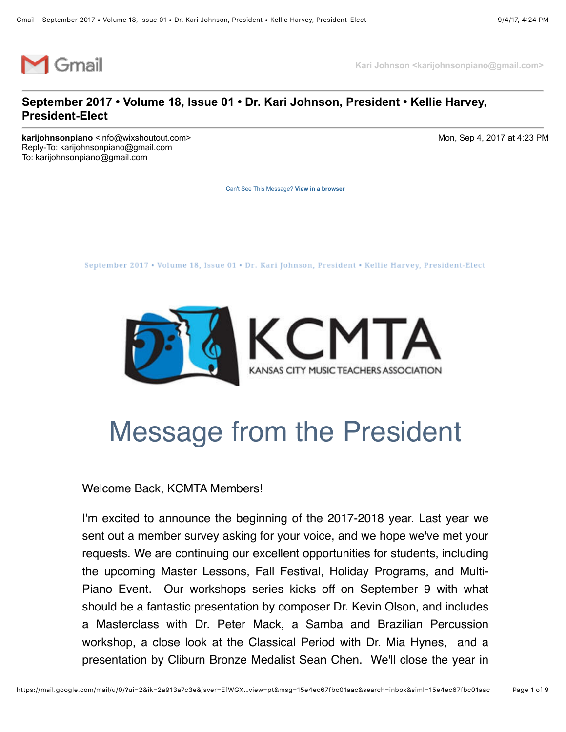Kari Johnson <karijohnsonpiano@gmail.com>

**September 2017 • Volume 18, Issue 01 • Dr. Kari Johnson, President • Kellie Harvey, President-Elect**

**karijohnsonpiano** <info@wixshoutout.com>
Reply-To: karijohnsonpiano@gmail.com
To: karijohnsonpiano@gmail.com

Mon, Sep 4, 2017 at 4:23 PM

Can't See This Message? View in a browser

September 2017 • Volume 18, Issue 01 • Dr. Kari Johnson, President • Kellie Harvey, President-Elect

KCMTA
KANSAS CITY MUSIC TEACHERS ASSOCIATION

# Message from the President

Welcome Back, KCMTA Members!

I'm excited to announce the beginning of the 2017-2018 year. Last year we sent out a member survey asking for your voice, and we hope we've met your requests. We are continuing our excellent opportunities for students, including the upcoming Master Lessons, Fall Festival, Holiday Programs, and Multi-Piano Event. Our workshops series kicks off on September 9 with what should be a fantastic presentation by composer Dr. Kevin Olson, and includes a Masterclass with Dr. Peter Mack, a Samba and Brazilian Percussion workshop, a close look at the Classical Period with Dr. Mia Hynes, and a presentation by Cliburn Bronze Medalist Sean Chen. We'll close the year in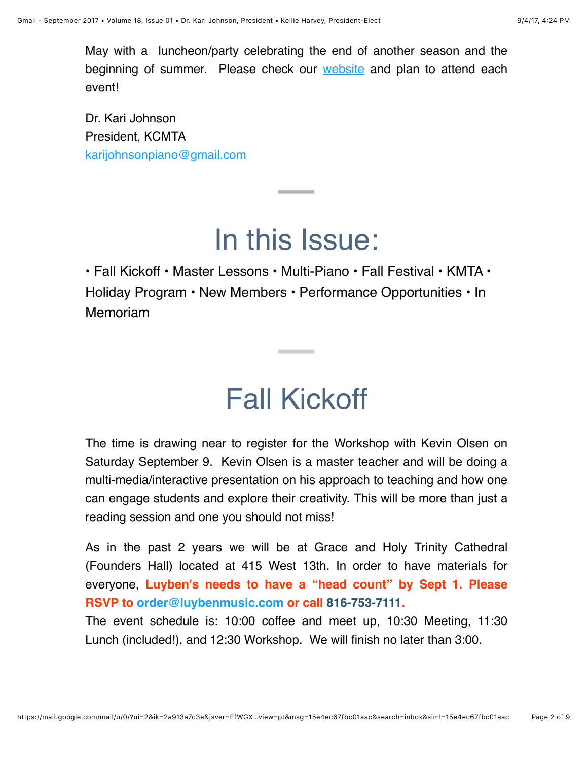May with a luncheon/party celebrating the end of another season and the beginning of summer. Please check our website and plan to attend each event!

Dr. Kari Johnson
President, KCMTA
karijohnsonpiano@gmail.com

---

# In this Issue:

• Fall Kickoff • Master Lessons • Multi-Piano • Fall Festival • KMTA • Holiday Program • New Members • Performance Opportunities • In Memoriam

---

# Fall Kickoff

The time is drawing near to register for the Workshop with Kevin Olsen on Saturday September 9. Kevin Olsen is a master teacher and will be doing a multi-media/interactive presentation on his approach to teaching and how one can engage students and explore their creativity. This will be more than just a reading session and one you should not miss!

As in the past 2 years we will be at Grace and Holy Trinity Cathedral (Founders Hall) located at 415 West 13th. In order to have materials for everyone, **Luyben's needs to have a "head count" by Sept 1. Please RSVP to order@luybenmusic.com or call 816-753-7111.**
The event schedule is: 10:00 coffee and meet up, 10:30 Meeting, 11:30 Lunch (included!), and 12:30 Workshop. We will finish no later than 3:00.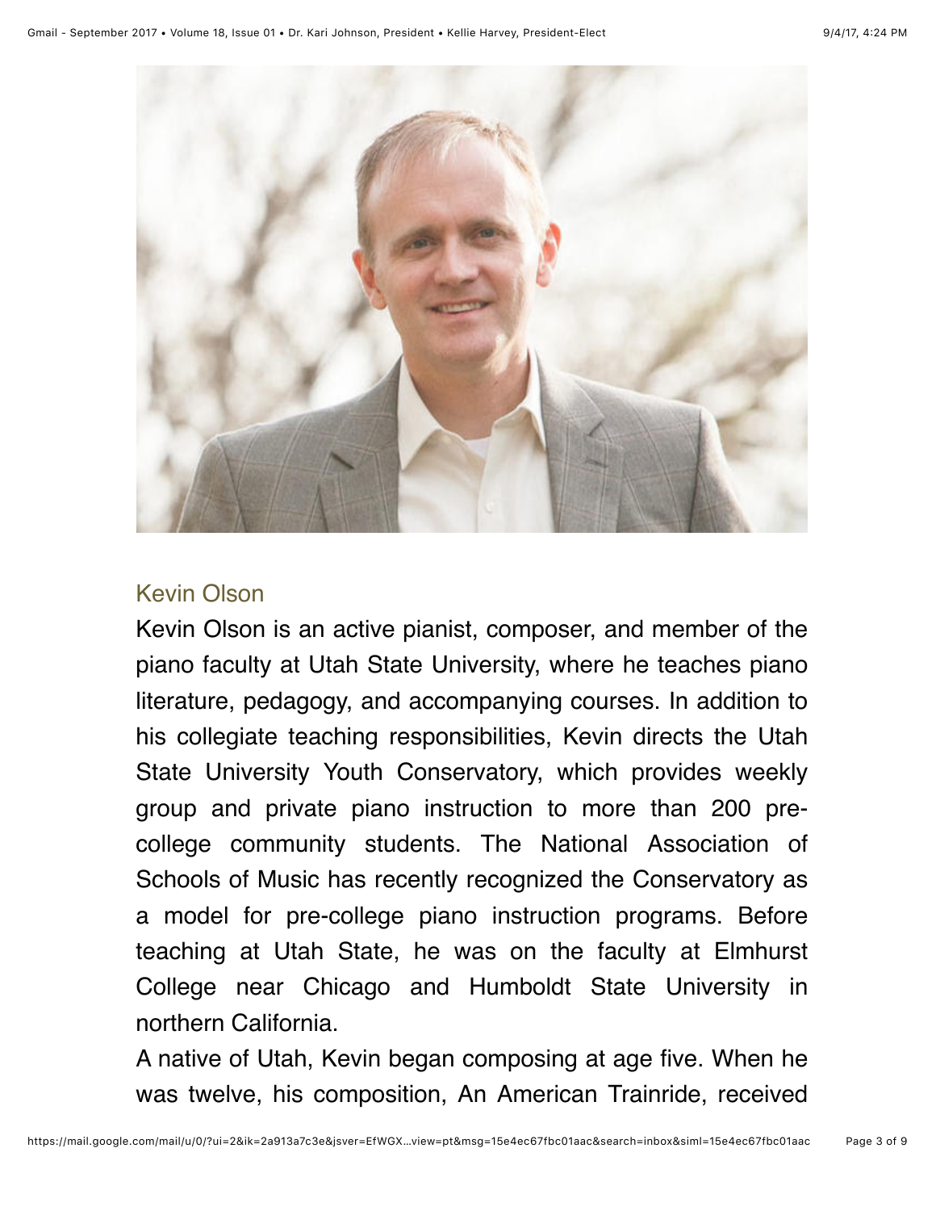## Kevin Olson

Kevin Olson is an active pianist, composer, and member of the piano faculty at Utah State University, where he teaches piano literature, pedagogy, and accompanying courses. In addition to his collegiate teaching responsibilities, Kevin directs the Utah State University Youth Conservatory, which provides weekly group and private piano instruction to more than 200 pre-college community students. The National Association of Schools of Music has recently recognized the Conservatory as a model for pre-college piano instruction programs. Before teaching at Utah State, he was on the faculty at Elmhurst College near Chicago and Humboldt State University in northern California.

A native of Utah, Kevin began composing at age five. When he was twelve, his composition, An American Trainride, received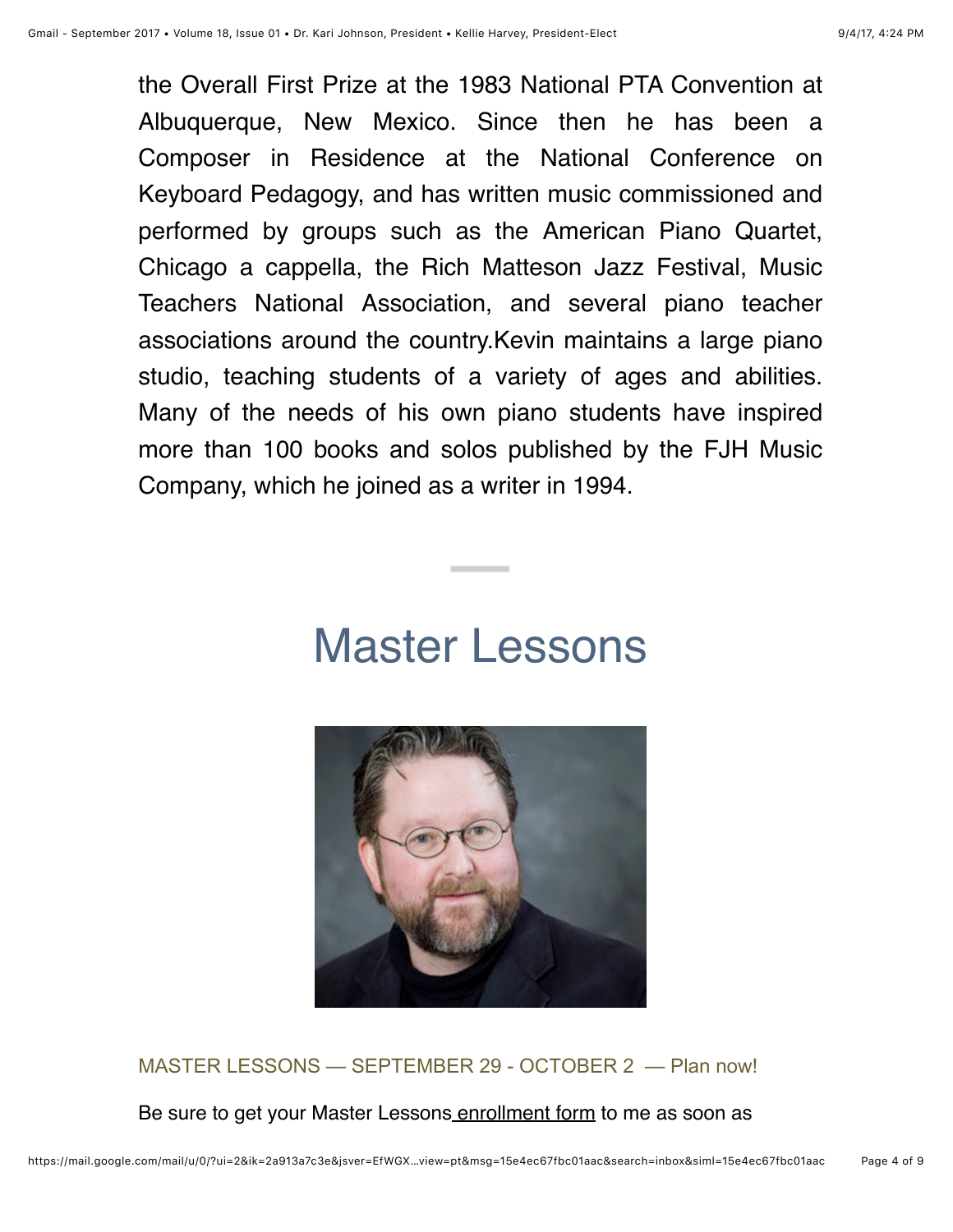the Overall First Prize at the 1983 National PTA Convention at Albuquerque, New Mexico. Since then he has been a Composer in Residence at the National Conference on Keyboard Pedagogy, and has written music commissioned and performed by groups such as the American Piano Quartet, Chicago a cappella, the Rich Matteson Jazz Festival, Music Teachers National Association, and several piano teacher associations around the country.Kevin maintains a large piano studio, teaching students of a variety of ages and abilities. Many of the needs of his own piano students have inspired more than 100 books and solos published by the FJH Music Company, which he joined as a writer in 1994.

---

# Master Lessons

MASTER LESSONS — SEPTEMBER 29 - OCTOBER 2 — Plan now!

Be sure to get your Master Lessons enrollment form to me as soon as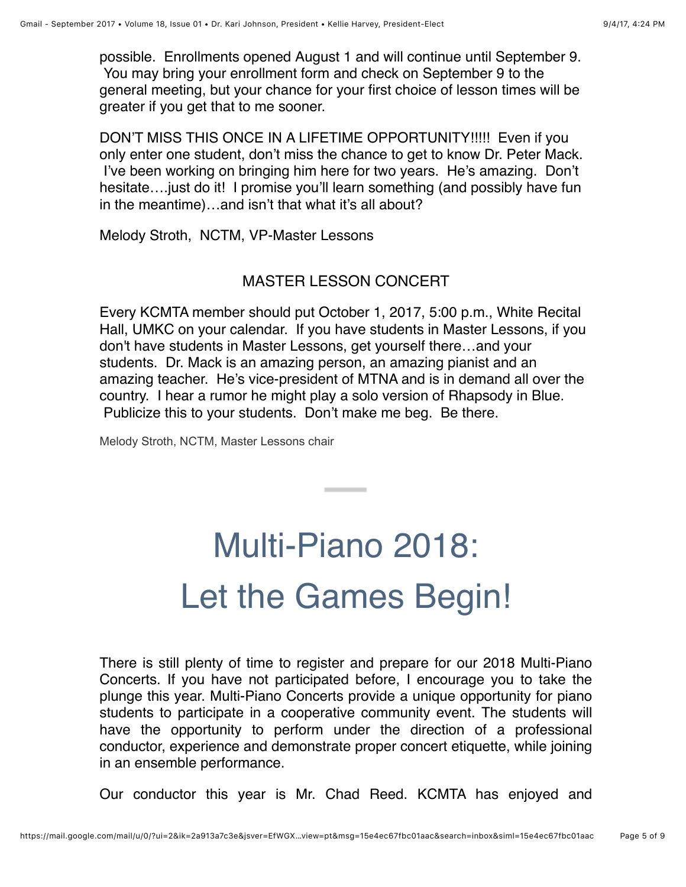possible. Enrollments opened August 1 and will continue until September 9. You may bring your enrollment form and check on September 9 to the general meeting, but your chance for your first choice of lesson times will be greater if you get that to me sooner.

DON'T MISS THIS ONCE IN A LIFETIME OPPORTUNITY!!!!! Even if you only enter one student, don't miss the chance to get to know Dr. Peter Mack. I've been working on bringing him here for two years. He's amazing. Don't hesitate….just do it! I promise you'll learn something (and possibly have fun in the meantime)…and isn't that what it's all about?

Melody Stroth, NCTM, VP-Master Lessons

MASTER LESSON CONCERT

Every KCMTA member should put October 1, 2017, 5:00 p.m., White Recital Hall, UMKC on your calendar. If you have students in Master Lessons, if you don't have students in Master Lessons, get yourself there…and your students. Dr. Mack is an amazing person, an amazing pianist and an amazing teacher. He's vice-president of MTNA and is in demand all over the country. I hear a rumor he might play a solo version of Rhapsody in Blue. Publicize this to your students. Don't make me beg. Be there.

Melody Stroth, NCTM, Master Lessons chair

# Multi-Piano 2018: Let the Games Begin!

There is still plenty of time to register and prepare for our 2018 Multi-Piano Concerts. If you have not participated before, I encourage you to take the plunge this year. Multi-Piano Concerts provide a unique opportunity for piano students to participate in a cooperative community event. The students will have the opportunity to perform under the direction of a professional conductor, experience and demonstrate proper concert etiquette, while joining in an ensemble performance.

Our conductor this year is Mr. Chad Reed. KCMTA has enjoyed and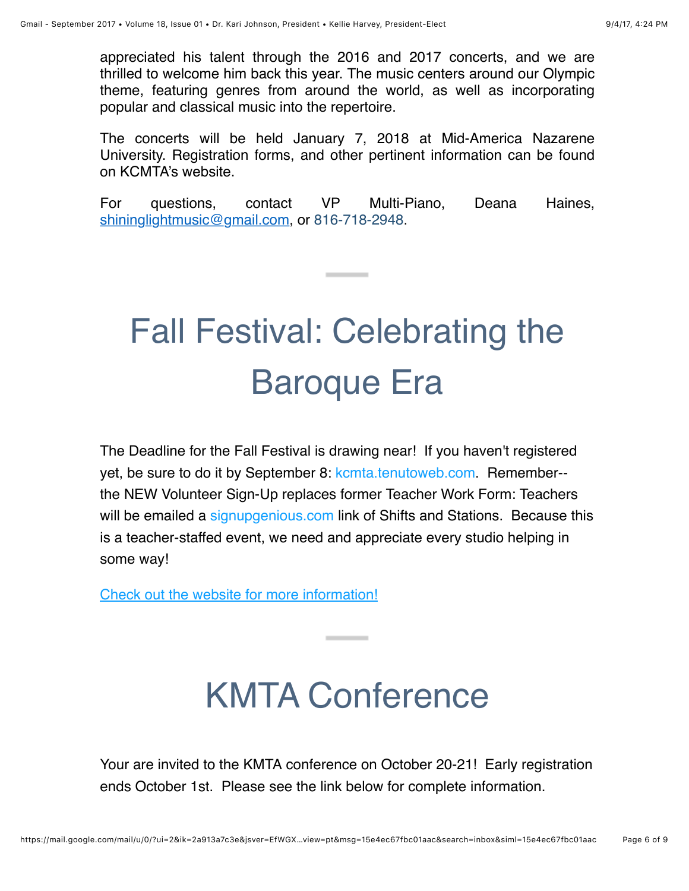appreciated his talent through the 2016 and 2017 concerts, and we are thrilled to welcome him back this year. The music centers around our Olympic theme, featuring genres from around the world, as well as incorporating popular and classical music into the repertoire.

The concerts will be held January 7, 2018 at Mid-America Nazarene University. Registration forms, and other pertinent information can be found on KCMTA's website.

For questions, contact VP Multi-Piano, Deana Haines, shininglightmusic@gmail.com, or 816-718-2948.

---

# Fall Festival: Celebrating the Baroque Era

The Deadline for the Fall Festival is drawing near! If you haven't registered yet, be sure to do it by September 8: kcmta.tenutoweb.com. Remember-- the NEW Volunteer Sign-Up replaces former Teacher Work Form: Teachers will be emailed a signupgenious.com link of Shifts and Stations. Because this is a teacher-staffed event, we need and appreciate every studio helping in some way!

Check out the website for more information!

---

# KMTA Conference

Your are invited to the KMTA conference on October 20-21! Early registration ends October 1st. Please see the link below for complete information.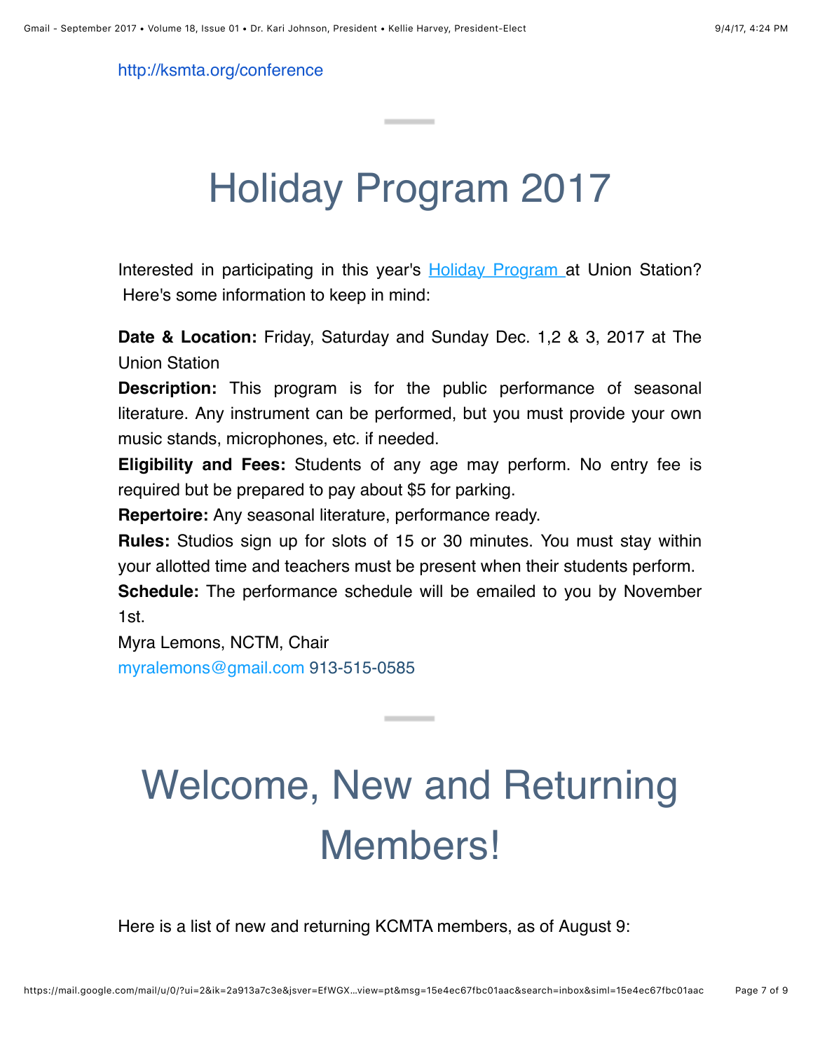http://ksmta.org/conference

# Holiday Program 2017

Interested in participating in this year's Holiday Program at Union Station? Here's some information to keep in mind:

**Date & Location:** Friday, Saturday and Sunday Dec. 1,2 & 3, 2017 at The Union Station

**Description:** This program is for the public performance of seasonal literature. Any instrument can be performed, but you must provide your own music stands, microphones, etc. if needed.

**Eligibility and Fees:** Students of any age may perform. No entry fee is required but be prepared to pay about $5 for parking.

**Repertoire:** Any seasonal literature, performance ready.

**Rules:** Studios sign up for slots of 15 or 30 minutes. You must stay within your allotted time and teachers must be present when their students perform.

**Schedule:** The performance schedule will be emailed to you by November 1st.

Myra Lemons, NCTM, Chair
myralemons@gmail.com 913-515-0585

# Welcome, New and Returning Members!

Here is a list of new and returning KCMTA members, as of August 9: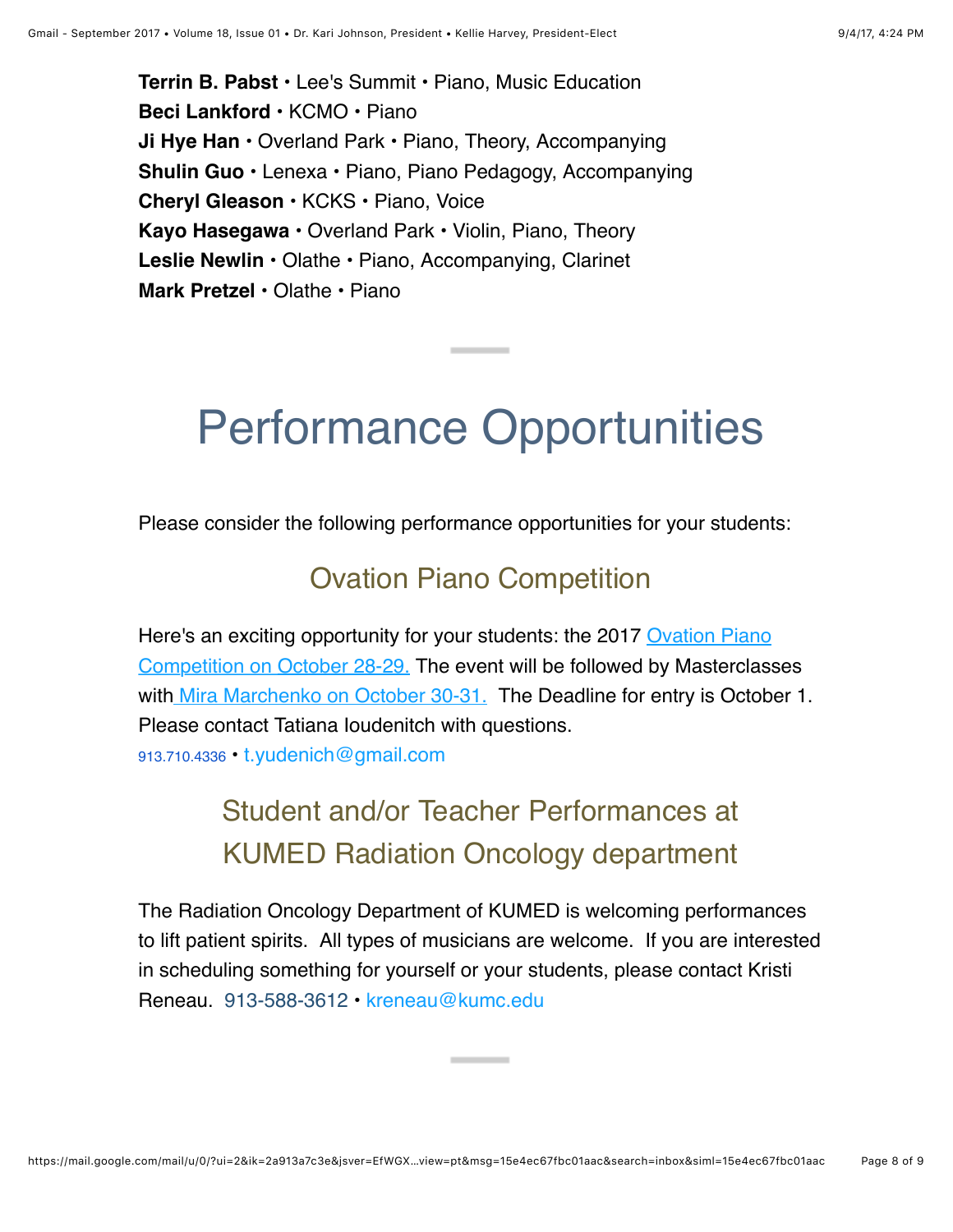**Terrin B. Pabst** • Lee's Summit • Piano, Music Education
**Beci Lankford** • KCMO • Piano
**Ji Hye Han** • Overland Park • Piano, Theory, Accompanying
**Shulin Guo** • Lenexa • Piano, Piano Pedagogy, Accompanying
**Cheryl Gleason** • KCKS • Piano, Voice
**Kayo Hasegawa** • Overland Park • Violin, Piano, Theory
**Leslie Newlin** • Olathe • Piano, Accompanying, Clarinet
**Mark Pretzel** • Olathe • Piano

# Performance Opportunities

Please consider the following performance opportunities for your students:

## Ovation Piano Competition

Here's an exciting opportunity for your students: the 2017 Ovation Piano Competition on October 28-29. The event will be followed by Masterclasses with Mira Marchenko on October 30-31. The Deadline for entry is October 1. Please contact Tatiana Ioudenitch with questions.
913.710.4336 • t.yudenich@gmail.com

## Student and/or Teacher Performances at KUMED Radiation Oncology department

The Radiation Oncology Department of KUMED is welcoming performances to lift patient spirits. All types of musicians are welcome. If you are interested in scheduling something for yourself or your students, please contact Kristi Reneau. 913-588-3612 • kreneau@kumc.edu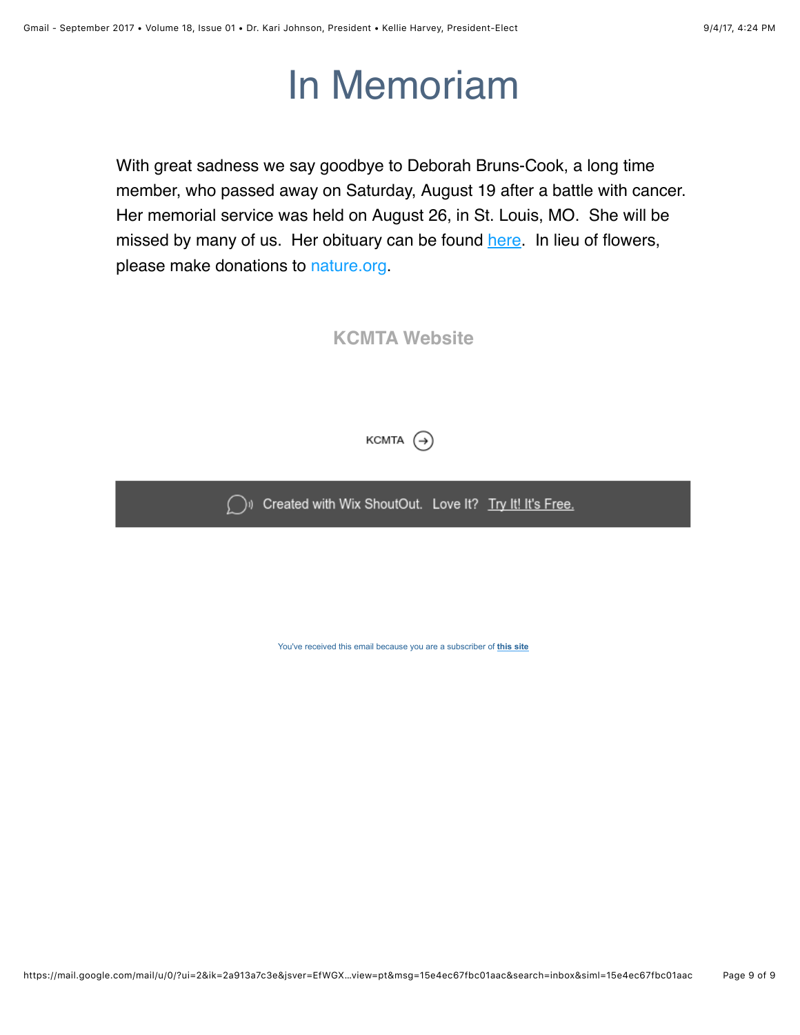# In Memoriam

With great sadness we say goodbye to Deborah Bruns-Cook, a long time member, who passed away on Saturday, August 19 after a battle with cancer. Her memorial service was held on August 26, in St. Louis, MO. She will be missed by many of us. Her obituary can be found here. In lieu of flowers, please make donations to nature.org.

**KCMTA Website**

KCMTA

Created with Wix ShoutOut. Love It? Try It! It's Free.

You've received this email because you are a subscriber of **this site**